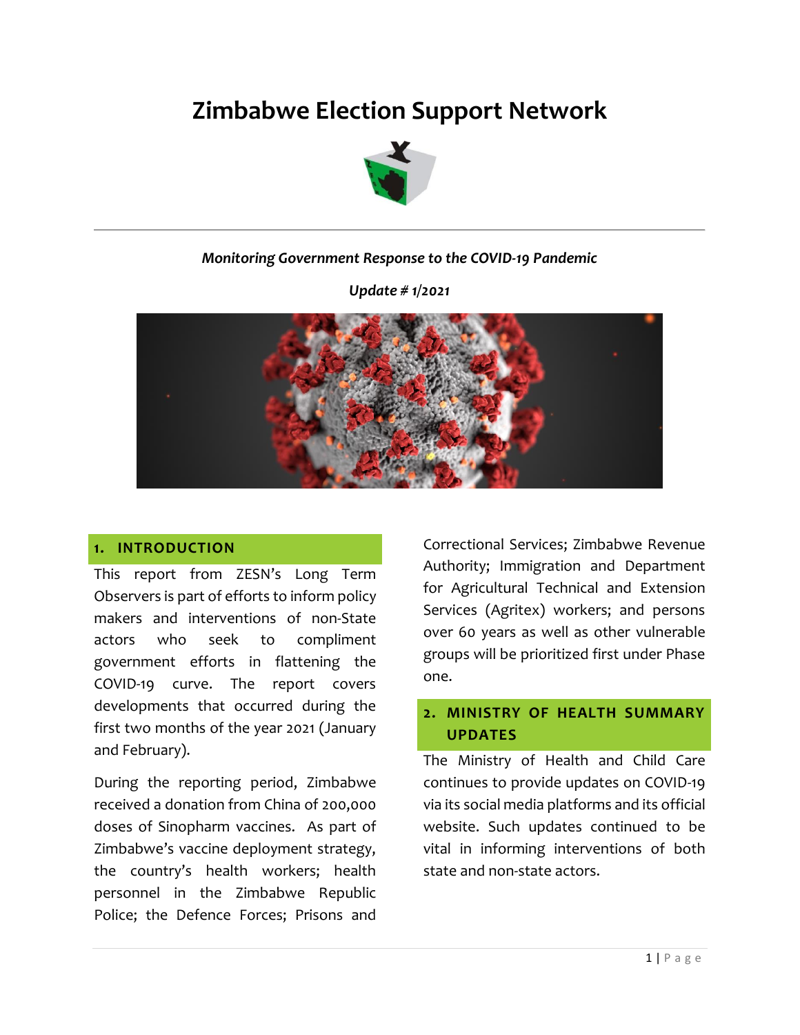# Zimbabwe Election Support Network

***Monitoring Government Response to the COVID-19 Pandemic***

***Update # 1/2021***

## 1. INTRODUCTION

This report from ZESN's Long Term Observers is part of efforts to inform policy makers and interventions of non-State actors who seek to compliment government efforts in flattening the COVID-19 curve. The report covers developments that occurred during the first two months of the year 2021 (January and February).

During the reporting period, Zimbabwe received a donation from China of 200,000 doses of Sinopharm vaccines. As part of Zimbabwe's vaccine deployment strategy, the country's health workers; health personnel in the Zimbabwe Republic Police; the Defence Forces; Prisons and Correctional Services; Zimbabwe Revenue Authority; Immigration and Department for Agricultural Technical and Extension Services (Agritex) workers; and persons over 60 years as well as other vulnerable groups will be prioritized first under Phase one.

## 2. MINISTRY OF HEALTH SUMMARY UPDATES

The Ministry of Health and Child Care continues to provide updates on COVID-19 via its social media platforms and its official website. Such updates continued to be vital in informing interventions of both state and non-state actors.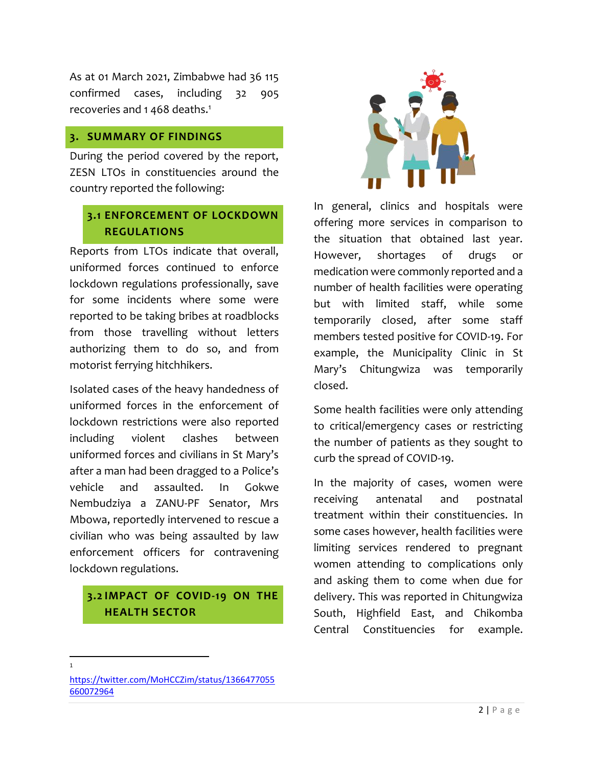As at 01 March 2021, Zimbabwe had 36 115 confirmed cases, including 32 905 recoveries and 1 468 deaths.[1]

## 3. SUMMARY OF FINDINGS

During the period covered by the report, ZESN LTOs in constituencies around the country reported the following:

### 3.1 ENFORCEMENT OF LOCKDOWN REGULATIONS

Reports from LTOs indicate that overall, uniformed forces continued to enforce lockdown regulations professionally, save for some incidents where some were reported to be taking bribes at roadblocks from those travelling without letters authorizing them to do so, and from motorist ferrying hitchhikers.

Isolated cases of the heavy handedness of uniformed forces in the enforcement of lockdown restrictions were also reported including violent clashes between uniformed forces and civilians in St Mary's after a man had been dragged to a Police's vehicle and assaulted. In Gokwe Nembudziya a ZANU-PF Senator, Mrs Mbowa, reportedly intervened to rescue a civilian who was being assaulted by law enforcement officers for contravening lockdown regulations.

### 3.2 IMPACT OF COVID-19 ON THE HEALTH SECTOR

In general, clinics and hospitals were offering more services in comparison to the situation that obtained last year. However, shortages of drugs or medication were commonly reported and a number of health facilities were operating but with limited staff, while some temporarily closed, after some staff members tested positive for COVID-19. For example, the Municipality Clinic in St Mary's Chitungwiza was temporarily closed.

Some health facilities were only attending to critical/emergency cases or restricting the number of patients as they sought to curb the spread of COVID-19.

In the majority of cases, women were receiving antenatal and postnatal treatment within their constituencies. In some cases however, health facilities were limiting services rendered to pregnant women attending to complications only and asking them to come when due for delivery. This was reported in Chitungwiza South, Highfield East, and Chikomba Central Constituencies for example.

---

[1] https://twitter.com/MoHCCZim/status/1366477055660072964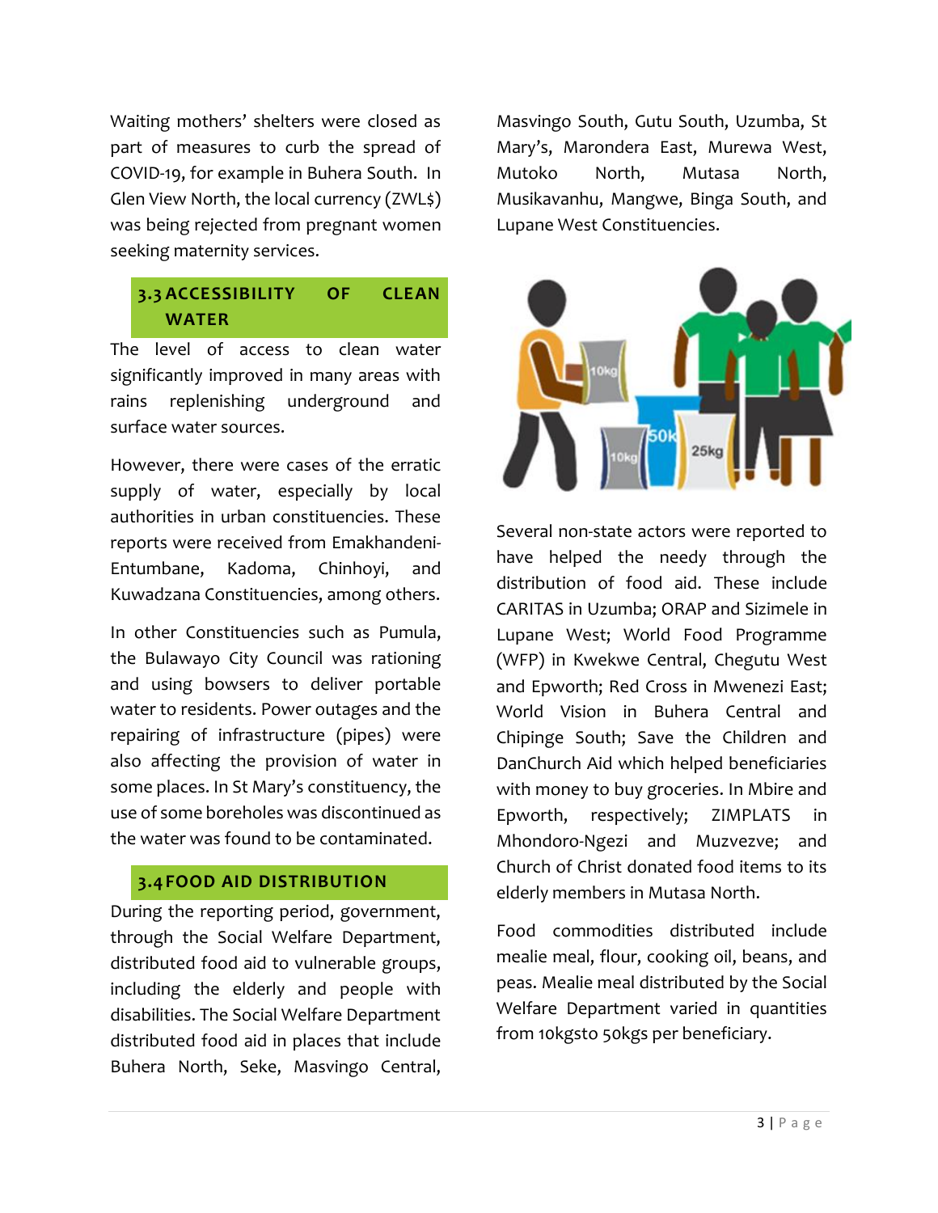Waiting mothers' shelters were closed as part of measures to curb the spread of COVID-19, for example in Buhera South. In Glen View North, the local currency (ZWL$) was being rejected from pregnant women seeking maternity services.

## 3.3 ACCESSIBILITY OF CLEAN WATER

The level of access to clean water significantly improved in many areas with rains replenishing underground and surface water sources.

However, there were cases of the erratic supply of water, especially by local authorities in urban constituencies. These reports were received from Emakhandeni-Entumbane, Kadoma, Chinhoyi, and Kuwadzana Constituencies, among others.

In other Constituencies such as Pumula, the Bulawayo City Council was rationing and using bowsers to deliver portable water to residents. Power outages and the repairing of infrastructure (pipes) were also affecting the provision of water in some places. In St Mary's constituency, the use of some boreholes was discontinued as the water was found to be contaminated.

## 3.4 FOOD AID DISTRIBUTION

During the reporting period, government, through the Social Welfare Department, distributed food aid to vulnerable groups, including the elderly and people with disabilities. The Social Welfare Department distributed food aid in places that include Buhera North, Seke, Masvingo Central, Masvingo South, Gutu South, Uzumba, St Mary's, Marondera East, Murewa West, Mutoko North, Mutasa North, Musikavanhu, Mangwe, Binga South, and Lupane West Constituencies.

Several non-state actors were reported to have helped the needy through the distribution of food aid. These include CARITAS in Uzumba; ORAP and Sizimele in Lupane West; World Food Programme (WFP) in Kwekwe Central, Chegutu West and Epworth; Red Cross in Mwenezi East; World Vision in Buhera Central and Chipinge South; Save the Children and DanChurch Aid which helped beneficiaries with money to buy groceries. In Mbire and Epworth, respectively; ZIMPLATS in Mhondoro-Ngezi and Muzvezve; and Church of Christ donated food items to its elderly members in Mutasa North.

Food commodities distributed include mealie meal, flour, cooking oil, beans, and peas. Mealie meal distributed by the Social Welfare Department varied in quantities from 10kgsto 50kgs per beneficiary.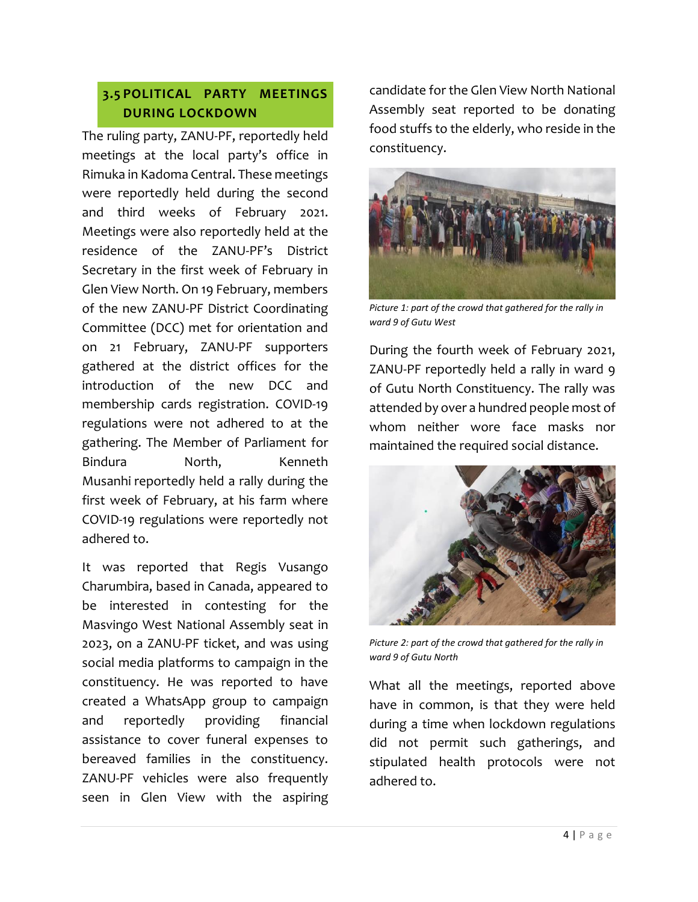## 3.5 POLITICAL PARTY MEETINGS DURING LOCKDOWN

The ruling party, ZANU-PF, reportedly held meetings at the local party's office in Rimuka in Kadoma Central. These meetings were reportedly held during the second and third weeks of February 2021. Meetings were also reportedly held at the residence of the ZANU-PF's District Secretary in the first week of February in Glen View North. On 19 February, members of the new ZANU-PF District Coordinating Committee (DCC) met for orientation and on 21 February, ZANU-PF supporters gathered at the district offices for the introduction of the new DCC and membership cards registration. COVID-19 regulations were not adhered to at the gathering. The Member of Parliament for Bindura North, Kenneth Musanhi reportedly held a rally during the first week of February, at his farm where COVID-19 regulations were reportedly not adhered to.

It was reported that Regis Vusango Charumbira, based in Canada, appeared to be interested in contesting for the Masvingo West National Assembly seat in 2023, on a ZANU-PF ticket, and was using social media platforms to campaign in the constituency. He was reported to have created a WhatsApp group to campaign and reportedly providing financial assistance to cover funeral expenses to bereaved families in the constituency. ZANU-PF vehicles were also frequently seen in Glen View with the aspiring candidate for the Glen View North National Assembly seat reported to be donating food stuffs to the elderly, who reside in the constituency.

*Picture 1: part of the crowd that gathered for the rally in ward 9 of Gutu West*

During the fourth week of February 2021, ZANU-PF reportedly held a rally in ward 9 of Gutu North Constituency. The rally was attended by over a hundred people most of whom neither wore face masks nor maintained the required social distance.

*Picture 2: part of the crowd that gathered for the rally in ward 9 of Gutu North*

What all the meetings, reported above have in common, is that they were held during a time when lockdown regulations did not permit such gatherings, and stipulated health protocols were not adhered to.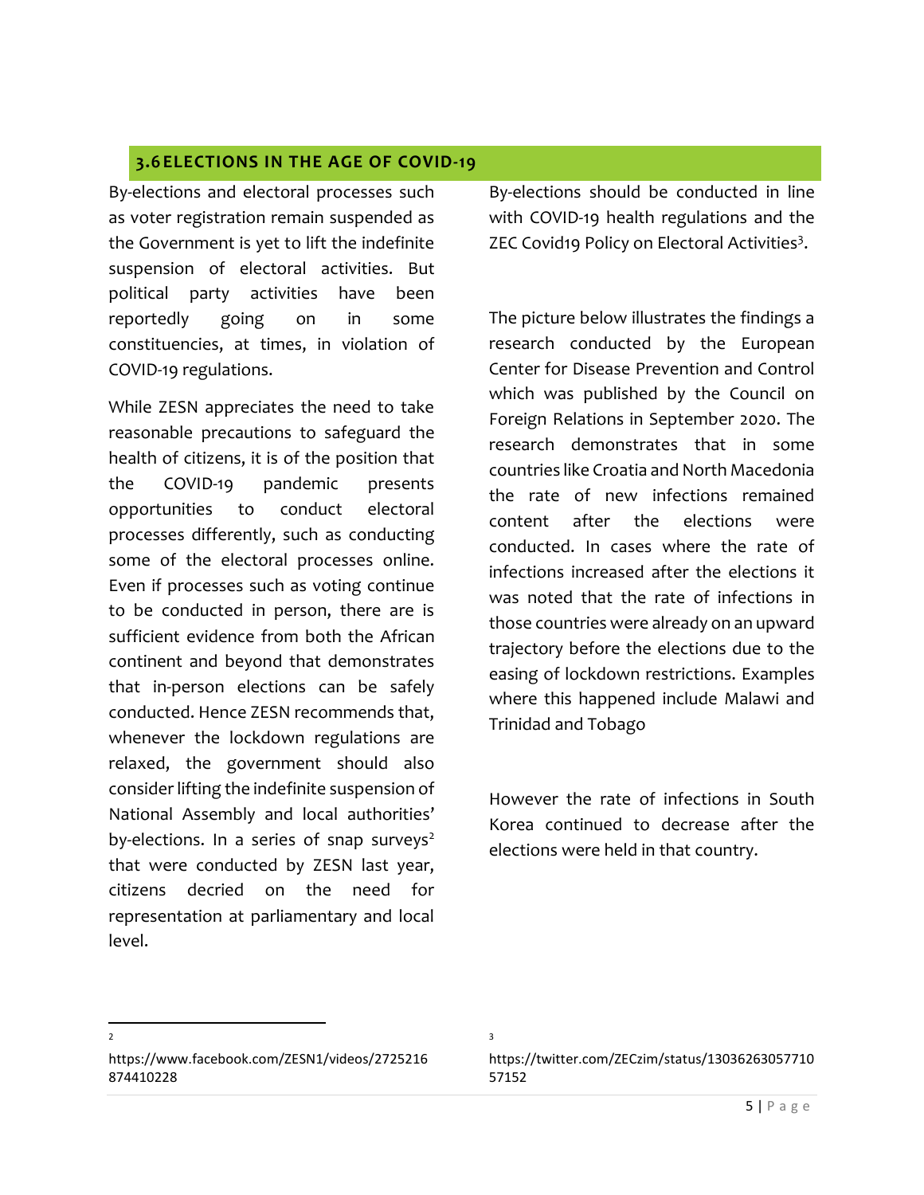## 3.6 ELECTIONS IN THE AGE OF COVID-19

By-elections and electoral processes such as voter registration remain suspended as the Government is yet to lift the indefinite suspension of electoral activities. But political party activities have been reportedly going on in some constituencies, at times, in violation of COVID-19 regulations.

While ZESN appreciates the need to take reasonable precautions to safeguard the health of citizens, it is of the position that the COVID-19 pandemic presents opportunities to conduct electoral processes differently, such as conducting some of the electoral processes online. Even if processes such as voting continue to be conducted in person, there are is sufficient evidence from both the African continent and beyond that demonstrates that in-person elections can be safely conducted. Hence ZESN recommends that, whenever the lockdown regulations are relaxed, the government should also consider lifting the indefinite suspension of National Assembly and local authorities' by-elections. In a series of snap surveys[2] that were conducted by ZESN last year, citizens decried on the need for representation at parliamentary and local level.

By-elections should be conducted in line with COVID-19 health regulations and the ZEC Covid19 Policy on Electoral Activities[3].

The picture below illustrates the findings a research conducted by the European Center for Disease Prevention and Control which was published by the Council on Foreign Relations in September 2020. The research demonstrates that in some countries like Croatia and North Macedonia the rate of new infections remained content after the elections were conducted. In cases where the rate of infections increased after the elections it was noted that the rate of infections in those countries were already on an upward trajectory before the elections due to the easing of lockdown restrictions. Examples where this happened include Malawi and Trinidad and Tobago

However the rate of infections in South Korea continued to decrease after the elections were held in that country.

---

[2] https://www.facebook.com/ZESN1/videos/2725216874410228

[3] https://twitter.com/ZECzim/status/1303626305771057152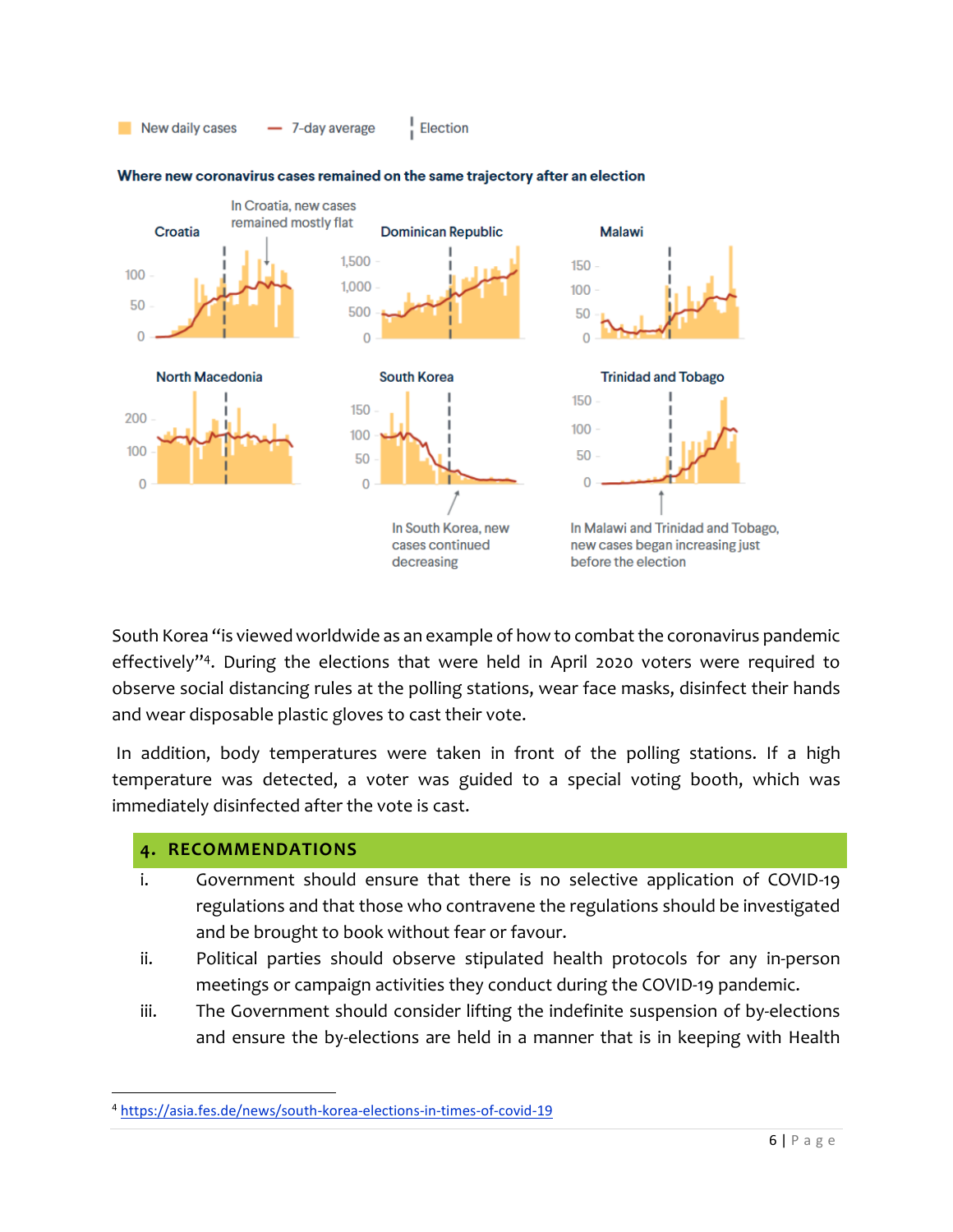New daily cases — 7-day average ¦ Election

**Where new coronavirus cases remained on the same trajectory after an election**

Croatia · Dominican Republic · Malawi · North Macedonia · South Korea · Trinidad and Tobago

In Croatia, new cases remained mostly flat

In South Korea, new cases continued decreasing

In Malawi and Trinidad and Tobago, new cases began increasing just before the election

South Korea "is viewed worldwide as an example of how to combat the coronavirus pandemic effectively"[4]. During the elections that were held in April 2020 voters were required to observe social distancing rules at the polling stations, wear face masks, disinfect their hands and wear disposable plastic gloves to cast their vote.

In addition, body temperatures were taken in front of the polling stations. If a high temperature was detected, a voter was guided to a special voting booth, which was immediately disinfected after the vote is cast.

## 4. RECOMMENDATIONS

i. Government should ensure that there is no selective application of COVID-19 regulations and that those who contravene the regulations should be investigated and be brought to book without fear or favour.

ii. Political parties should observe stipulated health protocols for any in-person meetings or campaign activities they conduct during the COVID-19 pandemic.

iii. The Government should consider lifting the indefinite suspension of by-elections and ensure the by-elections are held in a manner that is in keeping with Health

---

[4] https://asia.fes.de/news/south-korea-elections-in-times-of-covid-19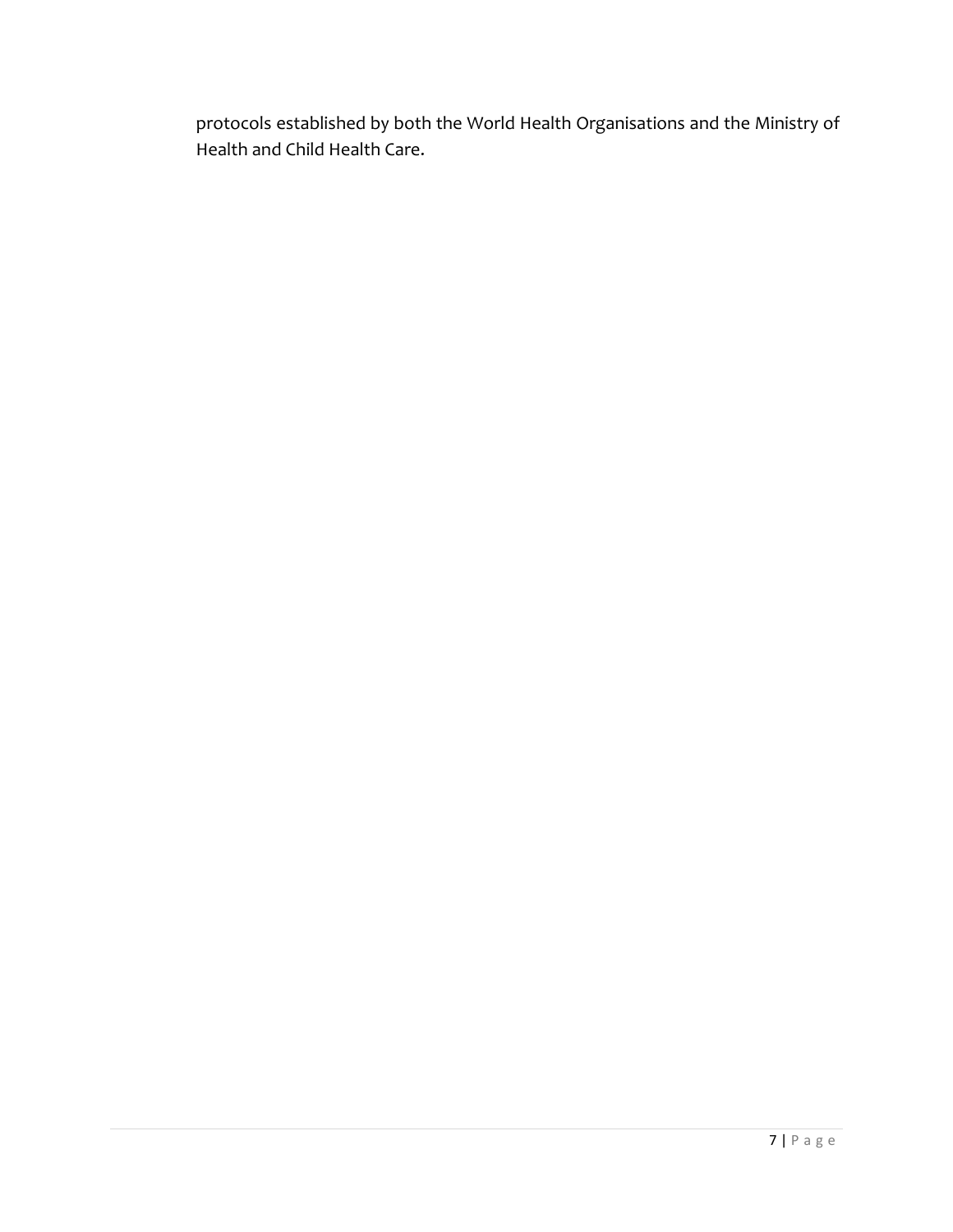protocols established by both the World Health Organisations and the Ministry of Health and Child Health Care.